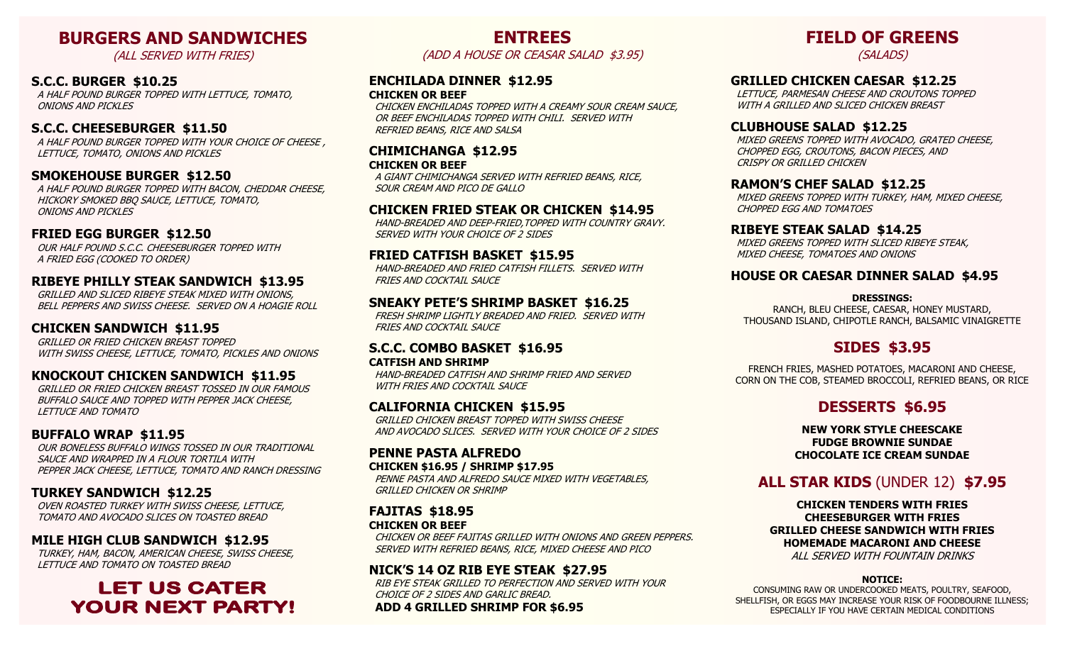## BURGERS AND SANDWICHES

*(ALL SERVED WITH FRIES)*

### S.C.C. BURGER $10.25

*A HALF POUND BURGER TOPPED WITH LETTUCE, TOMATO, ONIONS AND PICKLES*

### S.C.C. CHEESEBURGER $11.50

*A HALF POUND BURGER TOPPED WITH YOUR CHOICE OF CHEESE , LETTUCE, TOMATO, ONIONS AND PICKLES*

### SMOKEHOUSE BURGER $12.50

*A HALF POUND BURGER TOPPED WITH BACON, CHEDDAR CHEESE, HICKORY SMOKED BBQ SAUCE, LETTUCE, TOMATO, ONIONS AND PICKLES*

### FRIED EGG BURGER $12.50

*OUR HALF POUND S.C.C. CHEESEBURGER TOPPED WITH A FRIED EGG (COOKED TO ORDER)*

### RIBEYE PHILLY STEAK SANDWICH $13.95

*GRILLED AND SLICED RIBEYE STEAK MIXED WITH ONIONS, BELL PEPPERS AND SWISS CHEESE. SERVED ON A HOAGIE ROLL*

### CHICKEN SANDWICH $11.95

*GRILLED OR FRIED CHICKEN BREAST TOPPED WITH SWISS CHEESE, LETTUCE, TOMATO, PICKLES AND ONIONS*

### KNOCKOUT CHICKEN SANDWICH $11.95

*GRILLED OR FRIED CHICKEN BREAST TOSSED IN OUR FAMOUS BUFFALO SAUCE AND TOPPED WITH PEPPER JACK CHEESE, LETTUCE AND TOMATO*

### BUFFALO WRAP $11.95

*OUR BONELESS BUFFALO WINGS TOSSED IN OUR TRADITIONAL SAUCE AND WRAPPED IN A FLOUR TORTILLA WITH PEPPER JACK CHEESE, LETTUCE, TOMATO AND RANCH DRESSING*

### TURKEY SANDWICH $12.25

*OVEN ROASTED TURKEY WITH SWISS CHEESE, LETTUCE, TOMATO AND AVOCADO SLICES ON TOASTED BREAD*

### MILE HIGH CLUB SANDWICH $12.95

*TURKEY, HAM, BACON, AMERICAN CHEESE, SWISS CHEESE, LETTUCE AND TOMATO ON TOASTED BREAD*

## LET US CATER YOUR NEXT PARTY!

## ENTREES

*(ADD A HOUSE OR CEASAR SALAD $3.95)*

### ENCHILADA DINNER $12.95

**CHICKEN OR BEEF**

*CHICKEN ENCHILADAS TOPPED WITH A CREAMY SOUR CREAM SAUCE, OR BEEF ENCHILADAS TOPPED WITH CHILI. SERVED WITH REFRIED BEANS, RICE AND SALSA*

### CHIMICHANGA $12.95

**CHICKEN OR BEEF**

*A GIANT CHIMICHANGA SERVED WITH REFRIED BEANS, RICE, SOUR CREAM AND PICO DE GALLO*

### CHICKEN FRIED STEAK OR CHICKEN $14.95

*HAND-BREADED AND DEEP-FRIED,TOPPED WITH COUNTRY GRAVY. SERVED WITH YOUR CHOICE OF 2 SIDES*

### FRIED CATFISH BASKET $15.95

*HAND-BREADED AND FRIED CATFISH FILLETS. SERVED WITH FRIES AND COCKTAIL SAUCE*

### SNEAKY PETE'S SHRIMP BASKET $16.25

*FRESH SHRIMP LIGHTLY BREADED AND FRIED. SERVED WITH FRIES AND COCKTAIL SAUCE*

### S.C.C. COMBO BASKET $16.95

**CATFISH AND SHRIMP**

*HAND-BREADED CATFISH AND SHRIMP FRIED AND SERVED WITH FRIES AND COCKTAIL SAUCE*

### CALIFORNIA CHICKEN $15.95

*GRILLED CHICKEN BREAST TOPPED WITH SWISS CHEESE AND AVOCADO SLICES. SERVED WITH YOUR CHOICE OF 2 SIDES*

### PENNE PASTA ALFREDO

**CHICKEN $16.95 / SHRIMP $17.95**

*PENNE PASTA AND ALFREDO SAUCE MIXED WITH VEGETABLES, GRILLED CHICKEN OR SHRIMP*

### FAJITAS $18.95

**CHICKEN OR BEEF**

*CHICKEN OR BEEF FAJITAS GRILLED WITH ONIONS AND GREEN PEPPERS. SERVED WITH REFRIED BEANS, RICE, MIXED CHEESE AND PICO*

### NICK'S 14 OZ RIB EYE STEAK $27.95

*RIB EYE STEAK GRILLED TO PERFECTION AND SERVED WITH YOUR CHOICE OF 2 SIDES AND GARLIC BREAD.*

**ADD 4 GRILLED SHRIMP FOR $6.95**

## FIELD OF GREENS

*(SALADS)*

### GRILLED CHICKEN CAESAR $12.25

*LETTUCE, PARMESAN CHEESE AND CROUTONS TOPPED WITH A GRILLED AND SLICED CHICKEN BREAST*

### CLUBHOUSE SALAD $12.25

*MIXED GREENS TOPPED WITH AVOCADO, GRATED CHEESE, CHOPPED EGG, CROUTONS, BACON PIECES, AND CRISPY OR GRILLED CHICKEN*

### RAMON'S CHEF SALAD $12.25

*MIXED GREENS TOPPED WITH TURKEY, HAM, MIXED CHEESE, CHOPPED EGG AND TOMATOES*

### RIBEYE STEAK SALAD $14.25

*MIXED GREENS TOPPED WITH SLICED RIBEYE STEAK, MIXED CHEESE, TOMATOES AND ONIONS*

### HOUSE OR CAESAR DINNER SALAD $4.95

**DRESSINGS:**
RANCH, BLEU CHEESE, CAESAR, HONEY MUSTARD, THOUSAND ISLAND, CHIPOTLE RANCH, BALSAMIC VINAIGRETTE

## SIDES $3.95

FRENCH FRIES, MASHED POTATOES, MACARONI AND CHEESE, CORN ON THE COB, STEAMED BROCCOLI, REFRIED BEANS, OR RICE

## DESSERTS $6.95

**NEW YORK STYLE CHEESCAKE**
**FUDGE BROWNIE SUNDAE**
**CHOCOLATE ICE CREAM SUNDAE**

## ALL STAR KIDS (UNDER 12) $7.95

**CHICKEN TENDERS WITH FRIES**
**CHEESEBURGER WITH FRIES**
**GRILLED CHEESE SANDWICH WITH FRIES**
**HOMEMADE MACARONI AND CHEESE**
*ALL SERVED WITH FOUNTAIN DRINKS*

**NOTICE:**
CONSUMING RAW OR UNDERCOOKED MEATS, POULTRY, SEAFOOD, SHELLFISH, OR EGGS MAY INCREASE YOUR RISK OF FOODBOURNE ILLNESS; ESPECIALLY IF YOU HAVE CERTAIN MEDICAL CONDITIONS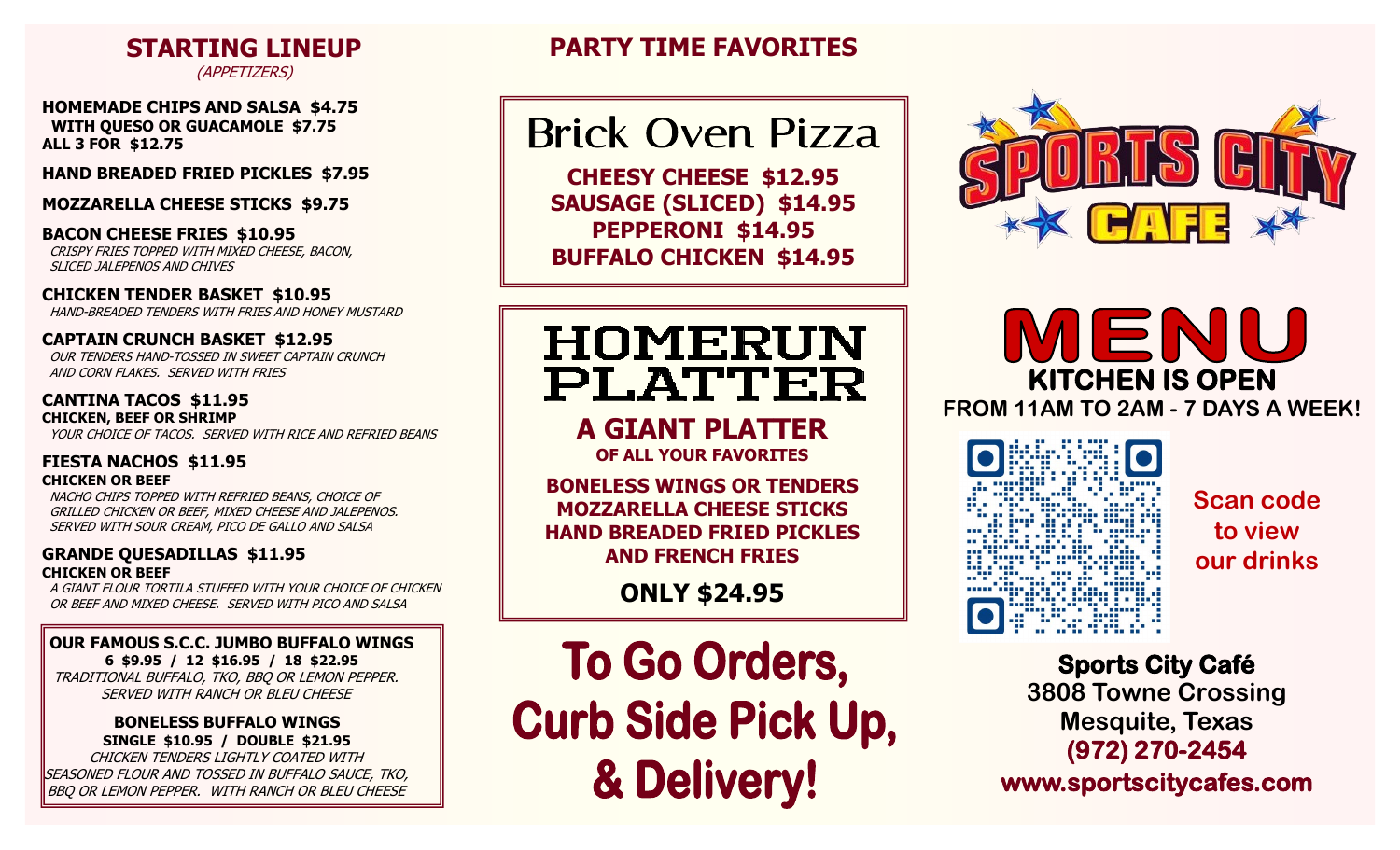## STARTING LINEUP

*(APPETIZERS)*

**HOMEMADE CHIPS AND SALSA $4.75**
**WITH QUESO OR GUACAMOLE $7.75**
**ALL 3 FOR $12.75**

**HAND BREADED FRIED PICKLES $7.95**

**MOZZARELLA CHEESE STICKS $9.75**

**BACON CHEESE FRIES $10.95**
*CRISPY FRIES TOPPED WITH MIXED CHEESE, BACON, SLICED JALEPENOS AND CHIVES*

**CHICKEN TENDER BASKET $10.95**
*HAND-BREADED TENDERS WITH FRIES AND HONEY MUSTARD*

**CAPTAIN CRUNCH BASKET $12.95**
*OUR TENDERS HAND-TOSSED IN SWEET CAPTAIN CRUNCH AND CORN FLAKES. SERVED WITH FRIES*

**CANTINA TACOS $11.95**
**CHICKEN, BEEF OR SHRIMP**
*YOUR CHOICE OF TACOS. SERVED WITH RICE AND REFRIED BEANS*

**FIESTA NACHOS $11.95**
**CHICKEN OR BEEF**
*NACHO CHIPS TOPPED WITH REFRIED BEANS, CHOICE OF GRILLED CHICKEN OR BEEF, MIXED CHEESE AND JALEPENOS. SERVED WITH SOUR CREAM, PICO DE GALLO AND SALSA*

**GRANDE QUESADILLAS $11.95**
**CHICKEN OR BEEF**
*A GIANT FLOUR TORTILA STUFFED WITH YOUR CHOICE OF CHICKEN OR BEEF AND MIXED CHEESE. SERVED WITH PICO AND SALSA*

**OUR FAMOUS S.C.C. JUMBO BUFFALO WINGS**
**6 $9.95 / 12 $16.95 / 18 $22.95**
*TRADITIONAL BUFFALO, TKO, BBQ OR LEMON PEPPER. SERVED WITH RANCH OR BLEU CHEESE*

**BONELESS BUFFALO WINGS**
**SINGLE $10.95 / DOUBLE $21.95**
*CHICKEN TENDERS LIGHTLY COATED WITH SEASONED FLOUR AND TOSSED IN BUFFALO SAUCE, TKO, BBQ OR LEMON PEPPER. WITH RANCH OR BLEU CHEESE*

## PARTY TIME FAVORITES

### Brick Oven Pizza

**CHEESY CHEESE $12.95**
**SAUSAGE (SLICED) $14.95**
**PEPPERONI $14.95**
**BUFFALO CHICKEN $14.95**

### HOMERUN PLATTER

**A GIANT PLATTER**
**OF ALL YOUR FAVORITES**

**BONELESS WINGS OR TENDERS**
**MOZZARELLA CHEESE STICKS**
**HAND BREADED FRIED PICKLES**
**AND FRENCH FRIES**

**ONLY $24.95**

## To Go Orders, Curb Side Pick Up, & Delivery!

# SPORTS CITY CAFE

# MENU

**KITCHEN IS OPEN**
**FROM 11AM TO 2AM - 7 DAYS A WEEK!**

**Scan code to view our drinks**

**Sports City Café**
**3808 Towne Crossing**
**Mesquite, Texas**
**(972) 270-2454**
**www.sportscitycafes.com**